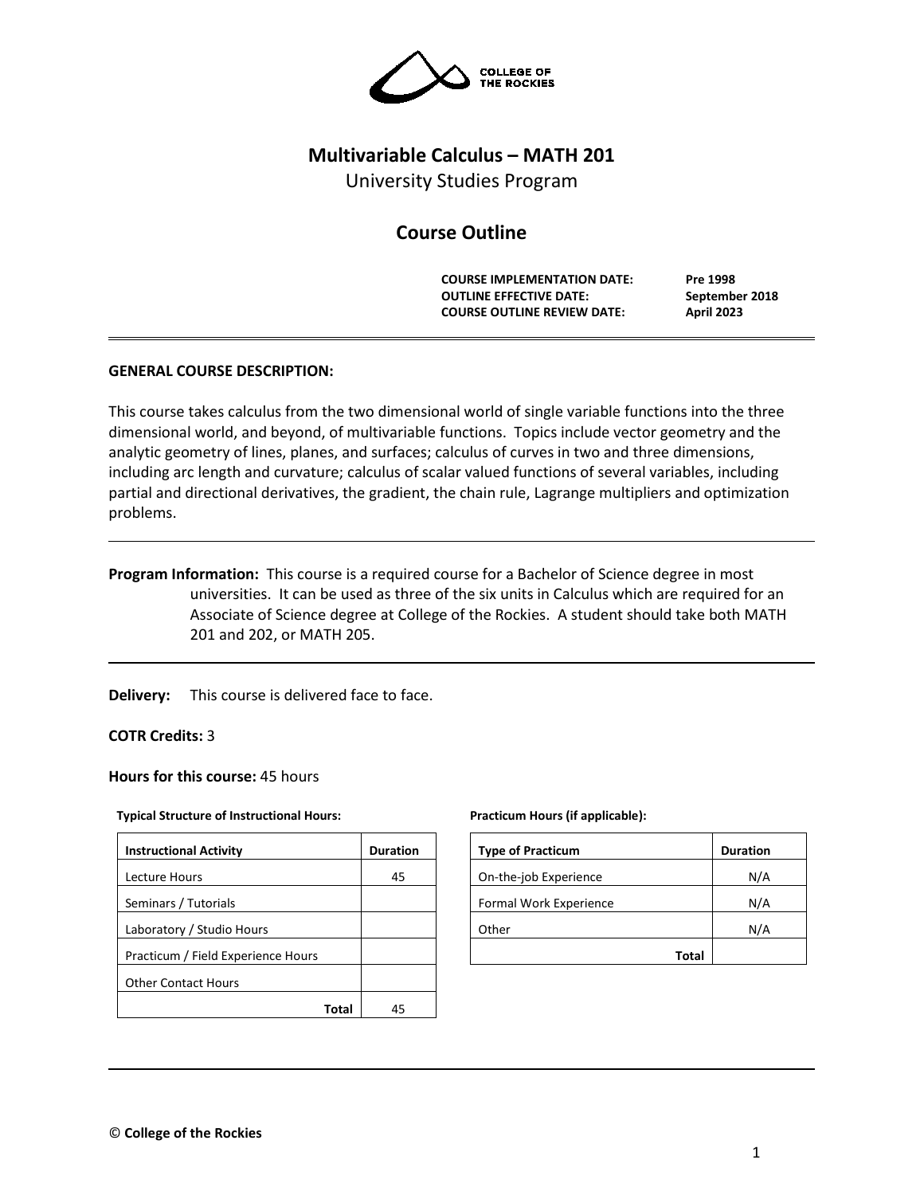COLLEGE OF THE ROCKIES

# Multivariable Calculus – MATH 201

University Studies Program

## Course Outline

| | |
|---|---|
| **COURSE IMPLEMENTATION DATE:** | **Pre 1998** |
| **OUTLINE EFFECTIVE DATE:** | **September 2018** |
| **COURSE OUTLINE REVIEW DATE:** | **April 2023** |

---

**GENERAL COURSE DESCRIPTION:**

This course takes calculus from the two dimensional world of single variable functions into the three dimensional world, and beyond, of multivariable functions. Topics include vector geometry and the analytic geometry of lines, planes, and surfaces; calculus of curves in two and three dimensions, including arc length and curvature; calculus of scalar valued functions of several variables, including partial and directional derivatives, the gradient, the chain rule, Lagrange multipliers and optimization problems.

---

**Program Information:** This course is a required course for a Bachelor of Science degree in most universities. It can be used as three of the six units in Calculus which are required for an Associate of Science degree at College of the Rockies. A student should take both MATH 201 and 202, or MATH 205.

---

**Delivery:** This course is delivered face to face.

**COTR Credits:** 3

**Hours for this course:** 45 hours

**Typical Structure of Instructional Hours:**

| Instructional Activity | Duration |
|---|---|
| Lecture Hours | 45 |
| Seminars / Tutorials | |
| Laboratory / Studio Hours | |
| Practicum / Field Experience Hours | |
| Other Contact Hours | |
| **Total** | 45 |

**Practicum Hours (if applicable):**

| Type of Practicum | Duration |
|---|---|
| On-the-job Experience | N/A |
| Formal Work Experience | N/A |
| Other | N/A |
| **Total** | |

---

© **College of the Rockies**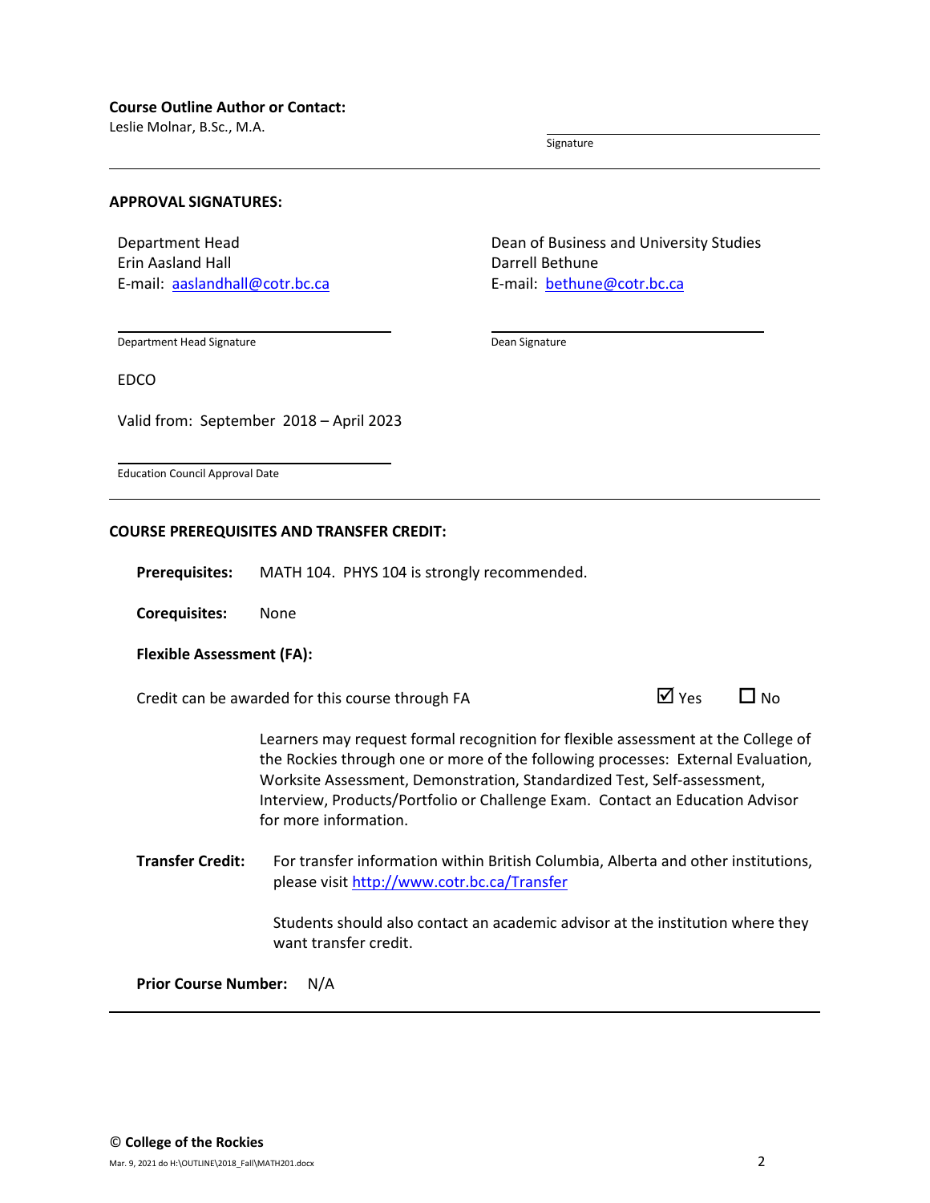**Course Outline Author or Contact:**

Leslie Molnar, B.Sc., M.A.

Signature

---

**APPROVAL SIGNATURES:**

Department Head
Erin Aasland Hall
E-mail: aaslandhall@cotr.bc.ca

Department Head Signature

Dean of Business and University Studies
Darrell Bethune
E-mail: bethune@cotr.bc.ca

Dean Signature

EDCO

Valid from: September 2018 – April 2023

Education Council Approval Date

---

**COURSE PREREQUISITES AND TRANSFER CREDIT:**

**Prerequisites:** MATH 104. PHYS 104 is strongly recommended.

**Corequisites:** None

**Flexible Assessment (FA):**

Credit can be awarded for this course through FA ☑ Yes ☐ No

Learners may request formal recognition for flexible assessment at the College of the Rockies through one or more of the following processes: External Evaluation, Worksite Assessment, Demonstration, Standardized Test, Self-assessment, Interview, Products/Portfolio or Challenge Exam. Contact an Education Advisor for more information.

**Transfer Credit:** For transfer information within British Columbia, Alberta and other institutions, please visit http://www.cotr.bc.ca/Transfer

Students should also contact an academic advisor at the institution where they want transfer credit.

**Prior Course Number:** N/A

---

© **College of the Rockies**

Mar. 9, 2021 do H:\OUTLINE\2018_Fall\MATH201.docx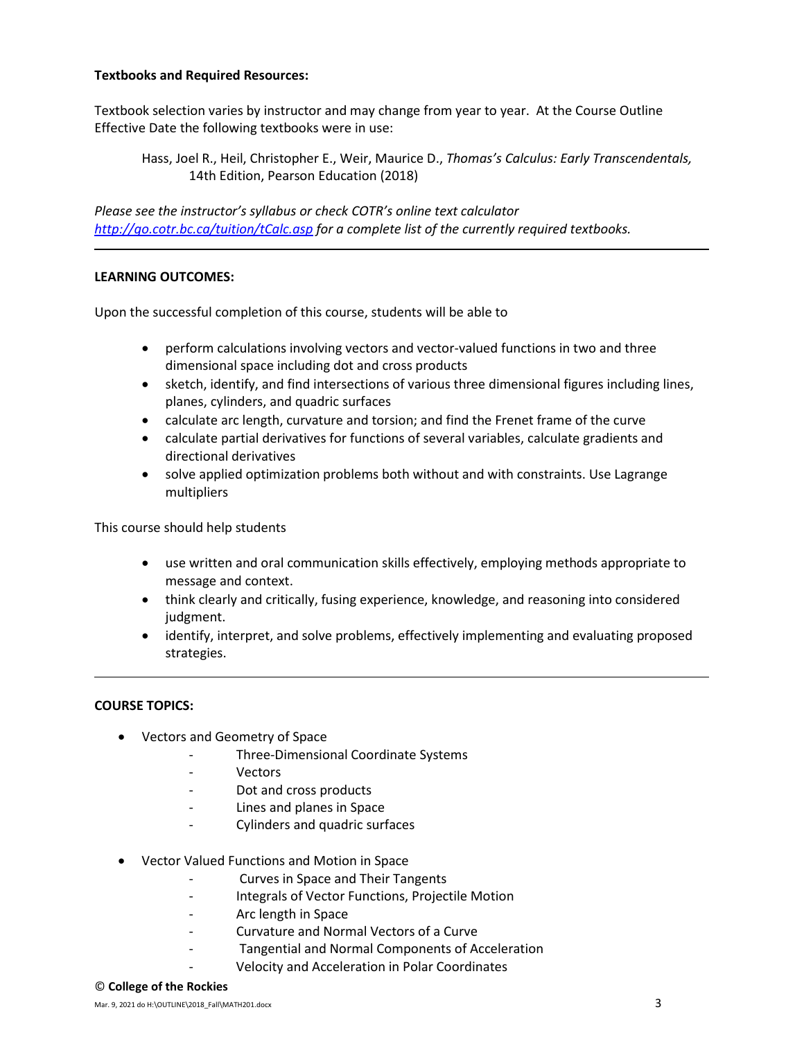**Textbooks and Required Resources:**

Textbook selection varies by instructor and may change from year to year. At the Course Outline Effective Date the following textbooks were in use:

> Hass, Joel R., Heil, Christopher E., Weir, Maurice D., *Thomas's Calculus: Early Transcendentals,* 14th Edition, Pearson Education (2018)

*Please see the instructor's syllabus or check COTR's online text calculator [http://go.cotr.bc.ca/tuition/tCalc.asp](http://go.cotr.bc.ca/tuition/tCalc.asp) for a complete list of the currently required textbooks.*

---

**LEARNING OUTCOMES:**

Upon the successful completion of this course, students will be able to

- perform calculations involving vectors and vector-valued functions in two and three dimensional space including dot and cross products
- sketch, identify, and find intersections of various three dimensional figures including lines, planes, cylinders, and quadric surfaces
- calculate arc length, curvature and torsion; and find the Frenet frame of the curve
- calculate partial derivatives for functions of several variables, calculate gradients and directional derivatives
- solve applied optimization problems both without and with constraints. Use Lagrange multipliers

This course should help students

- use written and oral communication skills effectively, employing methods appropriate to message and context.
- think clearly and critically, fusing experience, knowledge, and reasoning into considered judgment.
- identify, interpret, and solve problems, effectively implementing and evaluating proposed strategies.

---

**COURSE TOPICS:**

- Vectors and Geometry of Space
  - Three-Dimensional Coordinate Systems
  - Vectors
  - Dot and cross products
  - Lines and planes in Space
  - Cylinders and quadric surfaces

- Vector Valued Functions and Motion in Space
  - Curves in Space and Their Tangents
  - Integrals of Vector Functions, Projectile Motion
  - Arc length in Space
  - Curvature and Normal Vectors of a Curve
  - Tangential and Normal Components of Acceleration
  - Velocity and Acceleration in Polar Coordinates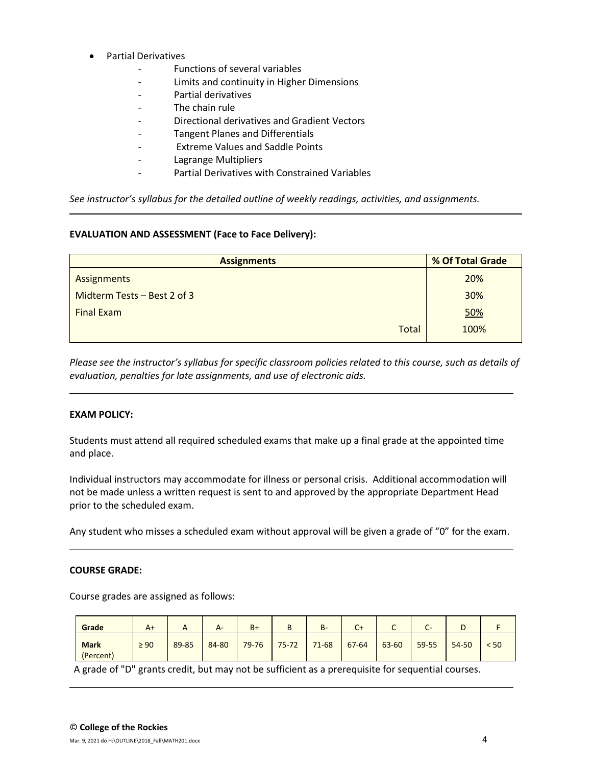- Partial Derivatives
  - Functions of several variables
  - Limits and continuity in Higher Dimensions
  - Partial derivatives
  - The chain rule
  - Directional derivatives and Gradient Vectors
  - Tangent Planes and Differentials
  - Extreme Values and Saddle Points
  - Lagrange Multipliers
  - Partial Derivatives with Constrained Variables

*See instructor's syllabus for the detailed outline of weekly readings, activities, and assignments.*

---

**EVALUATION AND ASSESSMENT (Face to Face Delivery):**

| Assignments | % Of Total Grade |
|---|---|
| Assignments | 20% |
| Midterm Tests – Best 2 of 3 | 30% |
| Final Exam | 50% |
| Total | 100% |

*Please see the instructor's syllabus for specific classroom policies related to this course, such as details of evaluation, penalties for late assignments, and use of electronic aids.*

---

**EXAM POLICY:**

Students must attend all required scheduled exams that make up a final grade at the appointed time and place.

Individual instructors may accommodate for illness or personal crisis. Additional accommodation will not be made unless a written request is sent to and approved by the appropriate Department Head prior to the scheduled exam.

Any student who misses a scheduled exam without approval will be given a grade of "0" for the exam.

---

**COURSE GRADE:**

Course grades are assigned as follows:

| **Grade** | A+ | A | A- | B+ | B | B- | C+ | C | C- | D | F |
|---|---|---|---|---|---|---|---|---|---|---|---|
| **Mark** (Percent) | ≥ 90 | 89-85 | 84-80 | 79-76 | 75-72 | 71-68 | 67-64 | 63-60 | 59-55 | 54-50 | < 50 |

A grade of "D" grants credit, but may not be sufficient as a prerequisite for sequential courses.

---

© **College of the Rockies**

Mar. 9, 2021 do H:\OUTLINE\2018_Fall\MATH201.docx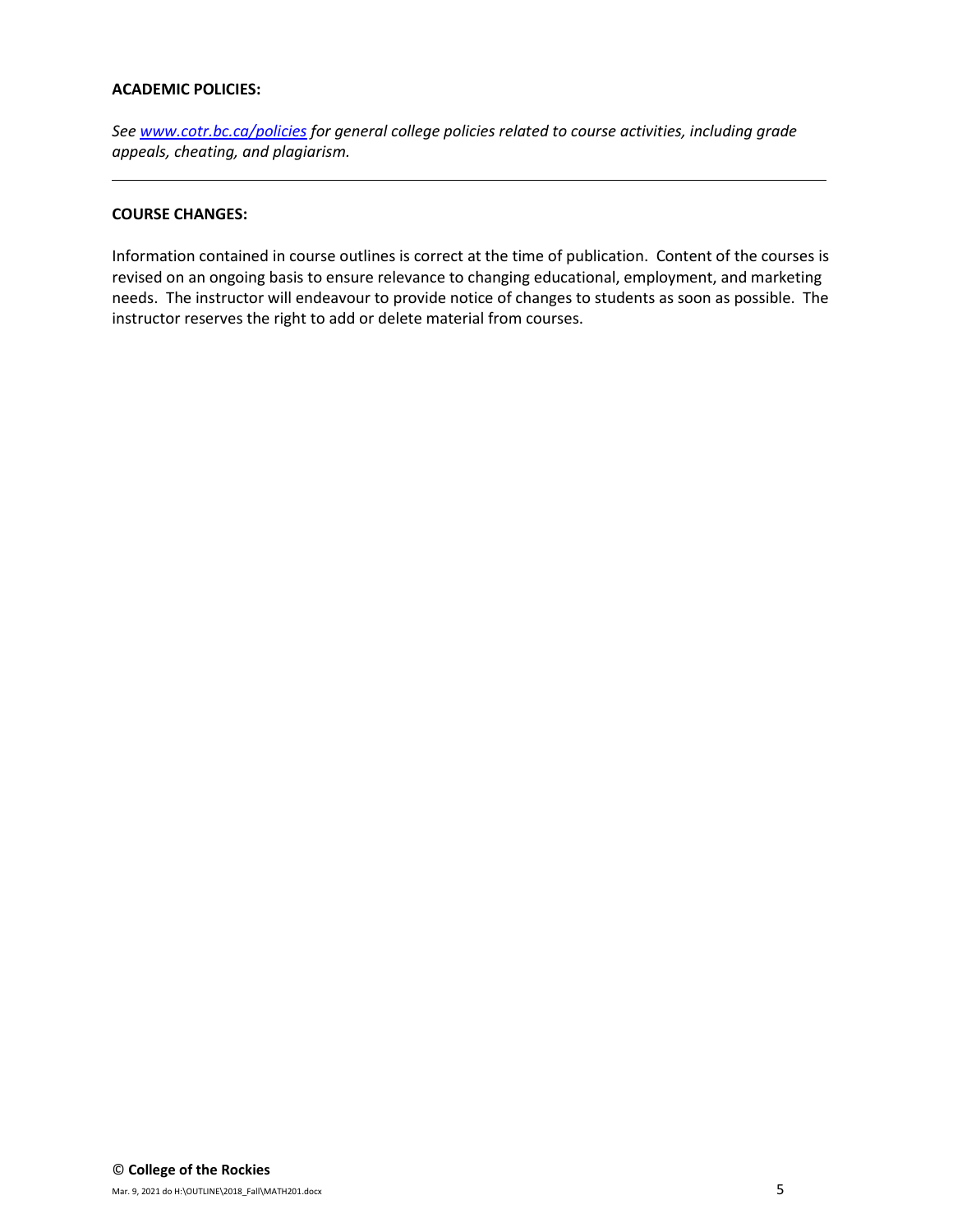**ACADEMIC POLICIES:**

*See [www.cotr.bc.ca/policies](www.cotr.bc.ca/policies) for general college policies related to course activities, including grade appeals, cheating, and plagiarism.*

---

**COURSE CHANGES:**

Information contained in course outlines is correct at the time of publication. Content of the courses is revised on an ongoing basis to ensure relevance to changing educational, employment, and marketing needs. The instructor will endeavour to provide notice of changes to students as soon as possible. The instructor reserves the right to add or delete material from courses.